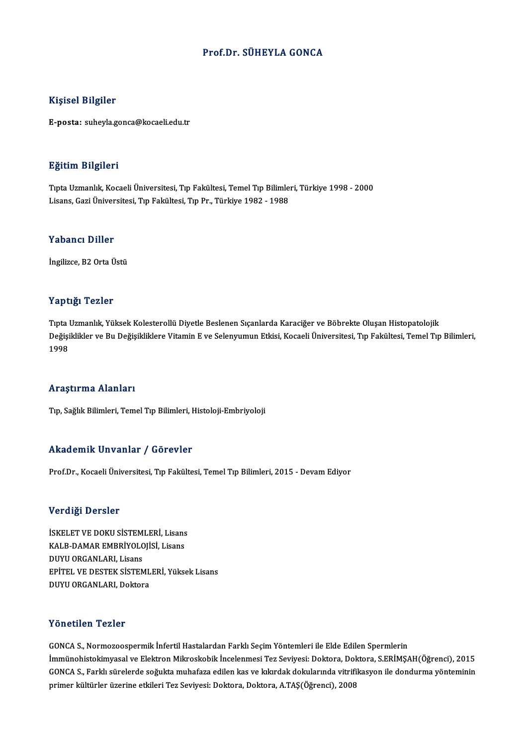# Prof.Dr. SÜHEYLA GONCA

## Kişisel Bilgiler

**E-posta:** suheyla.gonca@kocaeli.edu.tr

## Eğitim Bilgileri

Tıpta Uzmanlık, Kocaeli Üniversitesi, Tıp Fakültesi, Temel Tıp Bilimleri, Türkiye 1998 - 2000
Lisans, Gazi Üniversitesi, Tıp Fakültesi, Tıp Pr., Türkiye 1982 - 1988

## Yabancı Diller

İngilizce, B2 Orta Üstü

## Yaptığı Tezler

Tıpta Uzmanlık, Yüksek Kolesterollü Diyetle Beslenen Sıçanlarda Karaciğer ve Böbrekte Oluşan Histopatolojik Değişiklikler ve Bu Değişikliklere Vitamin E ve Selenyumun Etkisi, Kocaeli Üniversitesi, Tıp Fakültesi, Temel Tıp Bilimleri, 1998

## Araştırma Alanları

Tıp, Sağlık Bilimleri, Temel Tıp Bilimleri, Histoloji-Embriyoloji

## Akademik Unvanlar / Görevler

Prof.Dr., Kocaeli Üniversitesi, Tıp Fakültesi, Temel Tıp Bilimleri, 2015 - Devam Ediyor

## Verdiği Dersler

İSKELET VE DOKU SİSTEMLERİ, Lisans
KALB-DAMAR EMBRİYOLOJİSİ, Lisans
DUYU ORGANLARI, Lisans
EPİTEL VE DESTEK SİSTEMLERİ, Yüksek Lisans
DUYU ORGANLARI, Doktora

## Yönetilen Tezler

GONCA S., Normozoospermik İnfertil Hastalardan Farklı Seçim Yöntemleri ile Elde Edilen Spermlerin İmmünohistokimyasal ve Elektron Mikroskobik İncelenmesi Tez Seviyesi: Doktora, Doktora, S.ERİMŞAH(Öğrenci), 2015

GONCA S., Farklı sürelerde soğukta muhafaza edilen kas ve kıkırdak dokularında vitrifikasyon ile dondurma yönteminin primer kültürler üzerine etkileri Tez Seviyesi: Doktora, Doktora, A.TAŞ(Öğrenci), 2008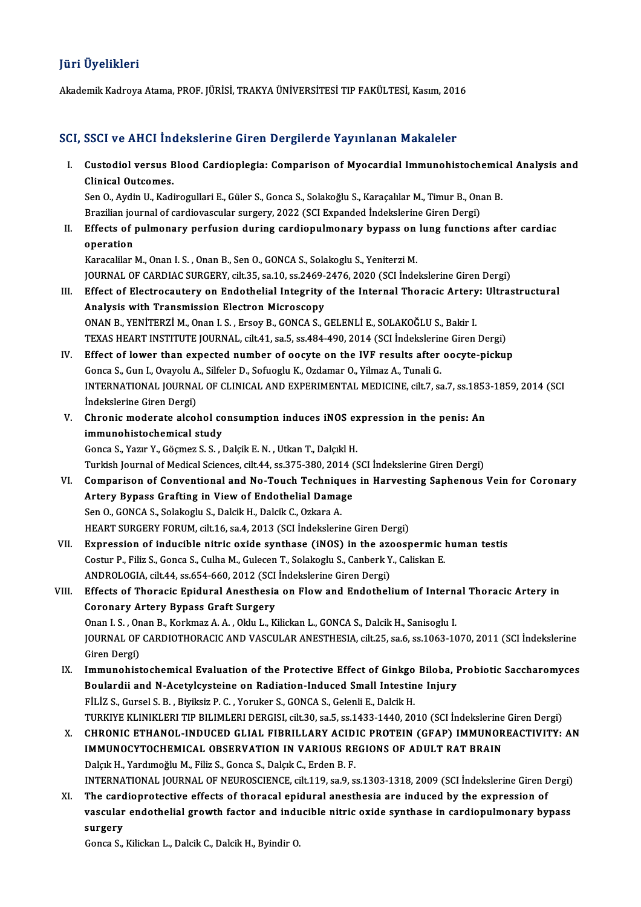## Jüri Üyelikleri

Akademik Kadroya Atama, PROF. JÜRİSİ, TRAKYA ÜNİVERSİTESİ TIP FAKÜLTESİ, Kasım, 2016

## SCI, SSCI ve AHCI İndekslerine Giren Dergilerde Yayınlanan Makaleler

I. **Custodiol versus Blood Cardioplegia: Comparison of Myocardial Immunohistochemical Analysis and Clinical Outcomes.**
Sen O., Aydin U., Kadirogullari E., Güler S., Gonca S., Solakoğlu S., Karaçalılar M., Timur B., Onan B.
Brazilian journal of cardiovascular surgery, 2022 (SCI Expanded İndekslerine Giren Dergi)

II. **Effects of pulmonary perfusion during cardiopulmonary bypass on lung functions after cardiac operation**
Karacalilar M., Onan I. S. , Onan B., Sen O., GONCA S., Solakoglu S., Yeniterzi M.
JOURNAL OF CARDIAC SURGERY, cilt.35, sa.10, ss.2469-2476, 2020 (SCI İndekslerine Giren Dergi)

III. **Effect of Electrocautery on Endothelial Integrity of the Internal Thoracic Artery: Ultrastructural Analysis with Transmission Electron Microscopy**
ONAN B., YENİTERZİ M., Onan I. S. , Ersoy B., GONCA S., GELENLİ E., SOLAKOĞLU S., Bakir I.
TEXAS HEART INSTITUTE JOURNAL, cilt.41, sa.5, ss.484-490, 2014 (SCI İndekslerine Giren Dergi)

IV. **Effect of lower than expected number of oocyte on the IVF results after oocyte-pickup**
Gonca S., Gun I., Ovayolu A., Silfeler D., Sofuoglu K., Ozdamar O., Yilmaz A., Tunali G.
INTERNATIONAL JOURNAL OF CLINICAL AND EXPERIMENTAL MEDICINE, cilt.7, sa.7, ss.1853-1859, 2014 (SCI İndekslerine Giren Dergi)

V. **Chronic moderate alcohol consumption induces iNOS expression in the penis: An immunohistochemical study**
Gonca S., Yazır Y., Göçmez S. S. , Dalçik E. N. , Utkan T., Dalçıkl H.
Turkish Journal of Medical Sciences, cilt.44, ss.375-380, 2014 (SCI İndekslerine Giren Dergi)

VI. **Comparison of Conventional and No-Touch Techniques in Harvesting Saphenous Vein for Coronary Artery Bypass Grafting in View of Endothelial Damage**
Sen O., GONCA S., Solakoglu S., Dalcik H., Dalcik C., Ozkara A.
HEART SURGERY FORUM, cilt.16, sa.4, 2013 (SCI İndekslerine Giren Dergi)

VII. **Expression of inducible nitric oxide synthase (iNOS) in the azoospermic human testis**
Costur P., Filiz S., Gonca S., Culha M., Gulecen T., Solakoglu S., Canberk Y., Caliskan E.
ANDROLOGIA, cilt.44, ss.654-660, 2012 (SCI İndekslerine Giren Dergi)

VIII. **Effects of Thoracic Epidural Anesthesia on Flow and Endothelium of Internal Thoracic Artery in Coronary Artery Bypass Graft Surgery**
Onan I. S. , Onan B., Korkmaz A. A. , Oklu L., Kilickan L., GONCA S., Dalcik H., Sanisoglu I.
JOURNAL OF CARDIOTHORACIC AND VASCULAR ANESTHESIA, cilt.25, sa.6, ss.1063-1070, 2011 (SCI İndekslerine Giren Dergi)

IX. **Immunohistochemical Evaluation of the Protective Effect of Ginkgo Biloba, Probiotic Saccharomyces Boulardii and N-Acetylcysteine on Radiation-Induced Small Intestine Injury**
FİLİZ S., Gursel S. B. , Biyiksiz P. C. , Yoruker S., GONCA S., Gelenli E., Dalcik H.
TURKIYE KLINIKLERI TIP BILIMLERI DERGISI, cilt.30, sa.5, ss.1433-1440, 2010 (SCI İndekslerine Giren Dergi)

X. **CHRONIC ETHANOL-INDUCED GLIAL FIBRILLARY ACIDIC PROTEIN (GFAP) IMMUNOREACTIVITY: AN IMMUNOCYTOCHEMICAL OBSERVATION IN VARIOUS REGIONS OF ADULT RAT BRAIN**
Dalçık H., Yardımoğlu M., Filiz S., Gonca S., Dalçık C., Erden B. F.
INTERNATIONAL JOURNAL OF NEUROSCIENCE, cilt.119, sa.9, ss.1303-1318, 2009 (SCI İndekslerine Giren Dergi)

XI. **The cardioprotective effects of thoracal epidural anesthesia are induced by the expression of vascular endothelial growth factor and inducible nitric oxide synthase in cardiopulmonary bypass surgery**
Gonca S., Kilickan L., Dalcik C., Dalcik H., Byindir O.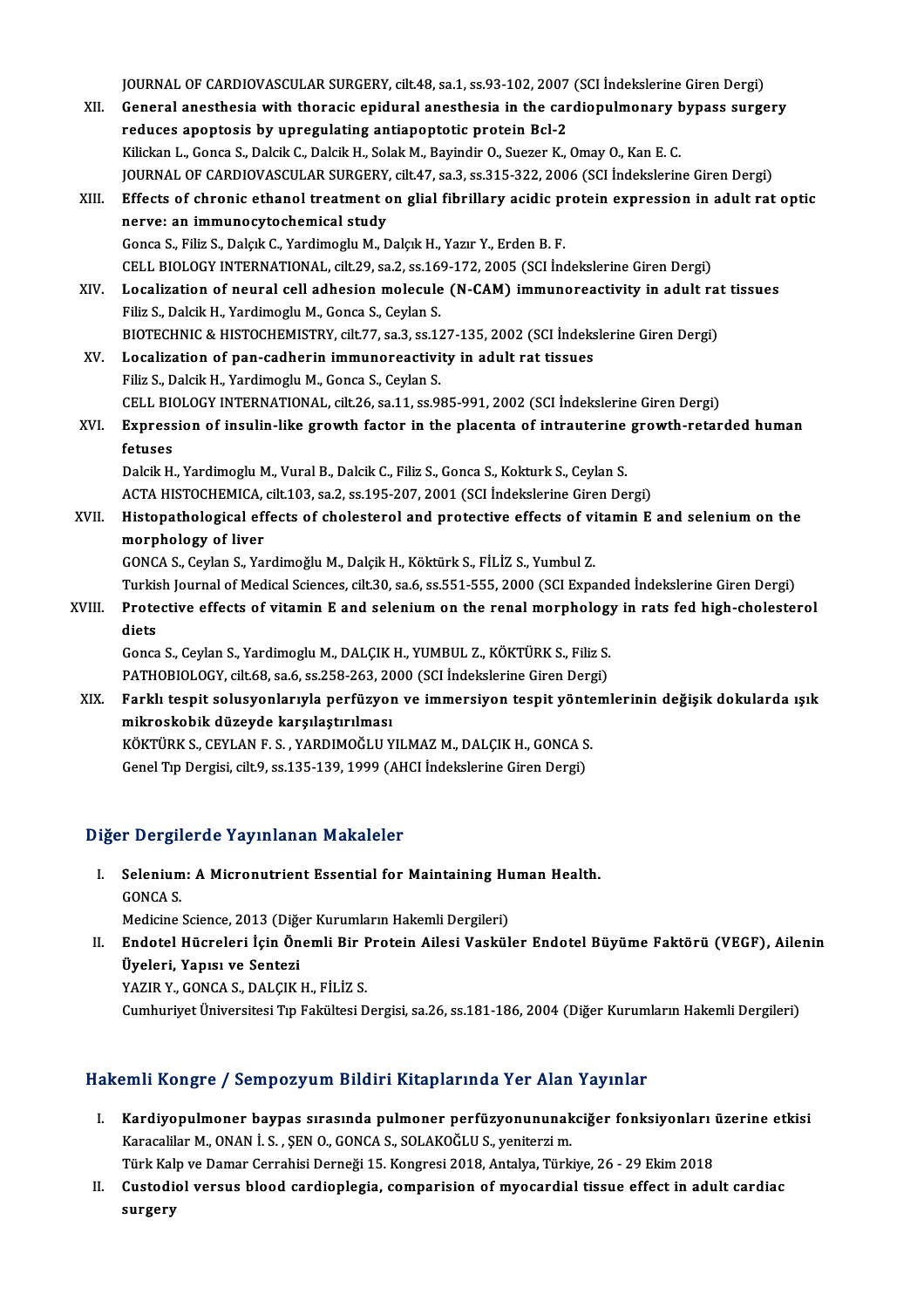JOURNAL OF CARDIOVASCULAR SURGERY, cilt.48, sa.1, ss.93-102, 2007 (SCI İndekslerine Giren Dergi)

XII. **General anesthesia with thoracic epidural anesthesia in the cardiopulmonary bypass surgery reduces apoptosis by upregulating antiapoptotic protein Bcl-2**
Kilickan L., Gonca S., Dalcik C., Dalcik H., Solak M., Bayindir O., Suezer K., Omay O., Kan E. C.
JOURNAL OF CARDIOVASCULAR SURGERY, cilt.47, sa.3, ss.315-322, 2006 (SCI İndekslerine Giren Dergi)

XIII. **Effects of chronic ethanol treatment on glial fibrillary acidic protein expression in adult rat optic nerve: an immunocytochemical study**
Gonca S., Filiz S., Dalçık C., Yardimoglu M., Dalçık H., Yazır Y., Erden B. F.
CELL BIOLOGY INTERNATIONAL, cilt.29, sa.2, ss.169-172, 2005 (SCI İndekslerine Giren Dergi)

XIV. **Localization of neural cell adhesion molecule (N-CAM) immunoreactivity in adult rat tissues**
Filiz S., Dalcik H., Yardimoglu M., Gonca S., Ceylan S.
BIOTECHNIC & HISTOCHEMISTRY, cilt.77, sa.3, ss.127-135, 2002 (SCI İndekslerine Giren Dergi)

XV. **Localization of pan-cadherin immunoreactivity in adult rat tissues**
Filiz S., Dalcik H., Yardimoglu M., Gonca S., Ceylan S.
CELL BIOLOGY INTERNATIONAL, cilt.26, sa.11, ss.985-991, 2002 (SCI İndekslerine Giren Dergi)

XVI. **Expression of insulin-like growth factor in the placenta of intrauterine growth-retarded human fetuses**
Dalcik H., Yardimoglu M., Vural B., Dalcik C., Filiz S., Gonca S., Kokturk S., Ceylan S.
ACTA HISTOCHEMICA, cilt.103, sa.2, ss.195-207, 2001 (SCI İndekslerine Giren Dergi)

XVII. **Histopathological effects of cholesterol and protective effects of vitamin E and selenium on the morphology of liver**
GONCA S., Ceylan S., Yardimoğlu M., Dalçık H., Köktürk S., FİLİZ S., Yumbul Z.
Turkish Journal of Medical Sciences, cilt.30, sa.6, ss.551-555, 2000 (SCI Expanded İndekslerine Giren Dergi)

XVIII. **Protective effects of vitamin E and selenium on the renal morphology in rats fed high-cholesterol diets**
Gonca S., Ceylan S., Yardimoglu M., DALÇIK H., YUMBUL Z., KÖKTÜRK S., Filiz S.
PATHOBIOLOGY, cilt.68, sa.6, ss.258-263, 2000 (SCI İndekslerine Giren Dergi)

XIX. **Farklı tespit solusyonlarıyla perfüzyon ve immersiyon tespit yöntemlerinin değişik dokularda ışık mikroskobik düzeyde karşılaştırılması**
KÖKTÜRK S., CEYLAN F. S. , YARDIMOĞLU YILMAZ M., DALÇIK H., GONCA S.
Genel Tıp Dergisi, cilt.9, ss.135-139, 1999 (AHCI İndekslerine Giren Dergi)

## Diğer Dergilerde Yayınlanan Makaleler

I. **Selenium: A Micronutrient Essential for Maintaining Human Health.**
GONCA S.
Medicine Science, 2013 (Diğer Kurumların Hakemli Dergileri)

II. **Endotel Hücreleri İçin Önemli Bir Protein Ailesi Vasküler Endotel Büyüme Faktörü (VEGF), Ailenin Üyeleri, Yapısı ve Sentezi**
YAZIR Y., GONCA S., DALÇIK H., FİLİZ S.
Cumhuriyet Üniversitesi Tıp Fakültesi Dergisi, sa.26, ss.181-186, 2004 (Diğer Kurumların Hakemli Dergileri)

## Hakemli Kongre / Sempozyum Bildiri Kitaplarında Yer Alan Yayınlar

I. **Kardiyopulmoner baypas sırasında pulmoner perfüzyonununakciğer fonksiyonları üzerine etkisi**
Karacalilar M., ONAN İ. S. , ŞEN O., GONCA S., SOLAKOĞLU S., yeniterzi m.
Türk Kalp ve Damar Cerrahisi Derneği 15. Kongresi 2018, Antalya, Türkiye, 26 - 29 Ekim 2018

II. **Custodiol versus blood cardioplegia, comparision of myocardial tissue effect in adult cardiac surgery**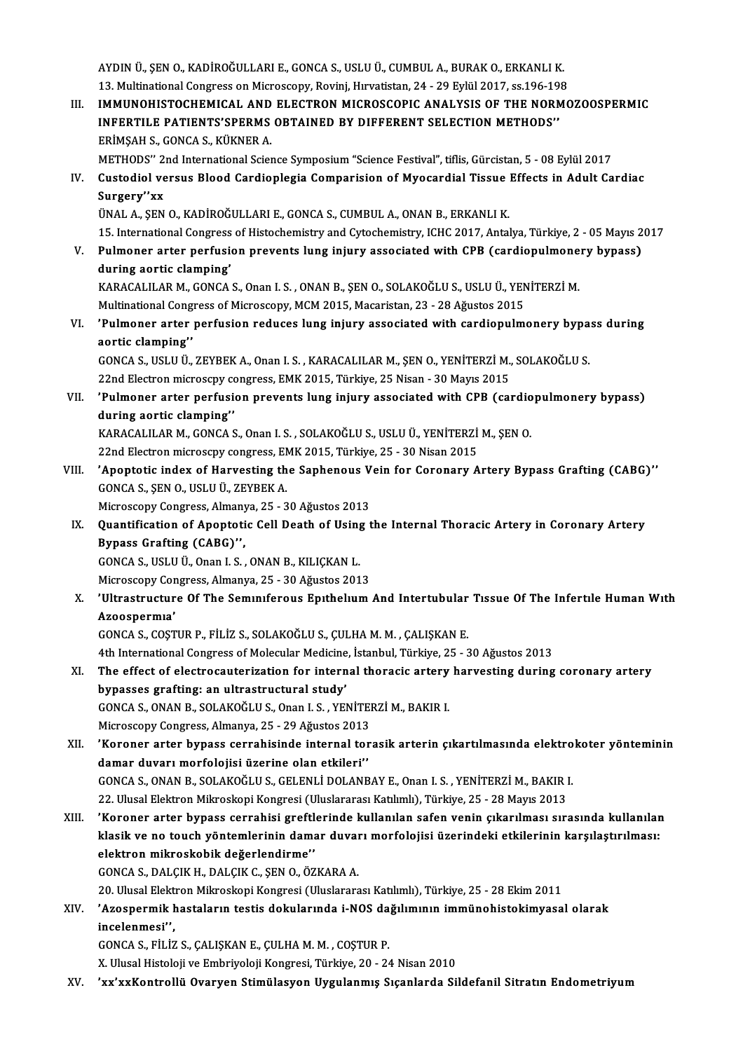AYDIN Ü., ŞEN O., KADİROĞULLARI E., GONCA S., USLU Ü., CUMBUL A., BURAK O., ERKANLI K.
13. Multinational Congress on Microscopy, Rovinj, Hırvatistan, 24 - 29 Eylül 2017, ss.196-198

III. **IMMUNOHISTOCHEMICAL AND ELECTRON MICROSCOPIC ANALYSIS OF THE NORMOZOOSPERMIC INFERTILE PATIENTS'SPERMS OBTAINED BY DIFFERENT SELECTION METHODS''**
ERİMŞAH S., GONCA S., KÜKNER A.
METHODS'' 2nd International Science Symposium "Science Festival", tiflis, Gürcistan, 5 - 08 Eylül 2017

IV. **Custodiol versus Blood Cardioplegia Comparision of Myocardial Tissue Effects in Adult Cardiac Surgery''xx**
ÜNAL A., ŞEN O., KADİROĞULLARI E., GONCA S., CUMBUL A., ONAN B., ERKANLI K.
15. International Congress of Histochemistry and Cytochemistry, ICHC 2017, Antalya, Türkiye, 2 - 05 Mayıs 2017

V. **Pulmoner arter perfusion prevents lung injury associated with CPB (cardiopulmonery bypass) during aortic clamping'**
KARACALILAR M., GONCA S., Onan I. S. , ONAN B., ŞEN O., SOLAKOĞLU S., USLU Ü., YENİTERZİ M.
Multinational Congress of Microscopy, MCM 2015, Macaristan, 23 - 28 Ağustos 2015

VI. **'Pulmoner arter perfusion reduces lung injury associated with cardiopulmonery bypass during aortic clamping''**
GONCA S., USLU Ü., ZEYBEK A., Onan I. S. , KARACALILAR M., ŞEN O., YENİTERZİ M., SOLAKOĞLU S.
22nd Electron microscpy congress, EMK 2015, Türkiye, 25 Nisan - 30 Mayıs 2015

VII. **'Pulmoner arter perfusion prevents lung injury associated with CPB (cardiopulmonery bypass) during aortic clamping''**
KARACALILAR M., GONCA S., Onan I. S. , SOLAKOĞLU S., USLU Ü., YENİTERZİ M., ŞEN O.
22nd Electron microscpy congress, EMK 2015, Türkiye, 25 - 30 Nisan 2015

VIII. **'Apoptotic index of Harvesting the Saphenous Vein for Coronary Artery Bypass Grafting (CABG)''**
GONCA S., ŞEN O., USLU Ü., ZEYBEK A.
Microscopy Congress, Almanya, 25 - 30 Ağustos 2013

IX. **Quantification of Apoptotic Cell Death of Using the Internal Thoracic Artery in Coronary Artery Bypass Grafting (CABG)'',**
GONCA S., USLU Ü., Onan I. S. , ONAN B., KILIÇKAN L.
Microscopy Congress, Almanya, 25 - 30 Ağustos 2013

X. **'Ultrastructure Of The Semınıferous Epıthelıum And Intertubular Tıssue Of The Infertıle Human Wıth Azoospermıa'**
GONCA S., COŞTUR P., FİLİZ S., SOLAKOĞLU S., ÇULHA M. M. , ÇALIŞKAN E.
4th International Congress of Molecular Medicine, İstanbul, Türkiye, 25 - 30 Ağustos 2013

XI. **The effect of electrocauterization for internal thoracic artery harvesting during coronary artery bypasses grafting: an ultrastructural study'**
GONCA S., ONAN B., SOLAKOĞLU S., Onan I. S. , YENİTERZİ M., BAKIR I.
Microscopy Congress, Almanya, 25 - 29 Ağustos 2013

XII. **'Koroner arter bypass cerrahisinde internal torasik arterin çıkartılmasında elektrokoter yönteminin damar duvarı morfolojisi üzerine olan etkileri''**
GONCA S., ONAN B., SOLAKOĞLU S., GELENLİ DOLANBAY E., Onan I. S. , YENİTERZİ M., BAKIR I.
22. Ulusal Elektron Mikroskopi Kongresi (Uluslararası Katılımlı), Türkiye, 25 - 28 Mayıs 2013

XIII. **'Koroner arter bypass cerrahisi greftlerinde kullanılan safen venin çıkarılması sırasında kullanılan klasik ve no touch yöntemlerinin damar duvarı morfolojisi üzerindeki etkilerinin karşılaştırılması: elektron mikroskobik değerlendirme''**
GONCA S., DALÇIK H., DALÇIK C., ŞEN O., ÖZKARA A.
20. Ulusal Elektron Mikroskopi Kongresi (Uluslararası Katılımlı), Türkiye, 25 - 28 Ekim 2011

XIV. **'Azospermik hastaların testis dokularında i-NOS dağılımının immünohistokimyasal olarak incelenmesi'',**
GONCA S., FİLİZ S., ÇALIŞKAN E., ÇULHA M. M. , COŞTUR P.
X. Ulusal Histoloji ve Embriyoloji Kongresi, Türkiye, 20 - 24 Nisan 2010

XV. **'xx'xxKontrollü Ovaryen Stimülasyon Uygulanmış Sıçanlarda Sildefanil Sitratın Endometriyum**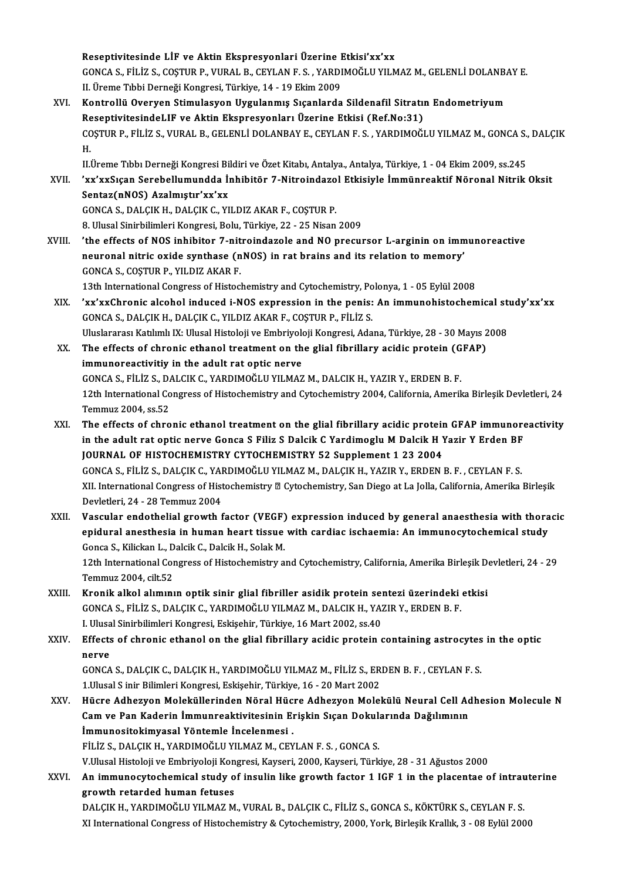Reseptivitesinde LİF ve Aktin Ekspresyonlari Üzerine Etkisi'xx'xx
GONCA S., FİLİZ S., COŞTUR P., VURAL B., CEYLAN F. S. , YARDIMOĞLU YILMAZ M., GELENLİ DOLANBAY E.
II. Üreme Tıbbi Derneği Kongresi, Türkiye, 14 - 19 Ekim 2009

XVI. **Kontrollü Overyen Stimulasyon Uygulanmış Sıçanlarda Sildenafil Sitratın Endometriyum ReseptivitesindeLIF ve Aktin Ekspresyonları Üzerine Etkisi (Ref.No:31)**
COŞTUR P., FİLİZ S., VURAL B., GELENLİ DOLANBAY E., CEYLAN F. S. , YARDIMOĞLU YILMAZ M., GONCA S., DALÇIK H.
II.Üreme Tıbbı Derneği Kongresi Bildiri ve Özet Kitabı, Antalya., Antalya, Türkiye, 1 - 04 Ekim 2009, ss.245

XVII. **'xx'xxSıçan Serebellumundda İnhibitör 7-Nitroindazol Etkisiyle İmmünreaktif Nöronal Nitrik Oksit Sentaz(nNOS) Azalmıştır'xx'xx**
GONCA S., DALÇIK H., DALÇIK C., YILDIZ AKAR F., COŞTUR P.
8. Ulusal Sinirbilimleri Kongresi, Bolu, Türkiye, 22 - 25 Nisan 2009

XVIII. **'the effects of NOS inhibitor 7-nitroindazole and NO precursor L-arginin on immunoreactive neuronal nitric oxide synthase (nNOS) in rat brains and its relation to memory'**
GONCA S., COŞTUR P., YILDIZ AKAR F.
13th International Congress of Histochemistry and Cytochemistry, Polonya, 1 - 05 Eylül 2008

XIX. **'xx'xxChronic alcohol induced i-NOS expression in the penis: An immunohistochemical study'xx'xx**
GONCA S., DALÇIK H., DALÇIK C., YILDIZ AKAR F., COŞTUR P., FİLİZ S.
Uluslararası Katılımlı IX: Ulusal Histoloji ve Embriyoloji Kongresi, Adana, Türkiye, 28 - 30 Mayıs 2008

XX. **The effects of chronic ethanol treatment on the glial fibrillary acidic protein (GFAP) immunoreactivitiy in the adult rat optic nerve**
GONCA S., FİLİZ S., DALCIK C., YARDIMOĞLU YILMAZ M., DALCIK H., YAZIR Y., ERDEN B. F.
12th International Congress of Histochemistry and Cytochemistry 2004, California, Amerika Birleşik Devletleri, 24 Temmuz 2004, ss.52

XXI. **The effects of chronic ethanol treatment on the glial fibrillary acidic protein GFAP immunoreactivity in the adult rat optic nerve Gonca S Filiz S Dalcik C Yardimoglu M Dalcik H Yazir Y Erden BF JOURNAL OF HISTOCHEMISTRY CYTOCHEMISTRY 52 Supplement 1 23 2004**
GONCA S., FİLİZ S., DALÇIK C., YARDIMOĞLU YILMAZ M., DALÇIK H., YAZIR Y., ERDEN B. F. , CEYLAN F. S.
XII. International Congress of Histochemistry ? Cytochemistry, San Diego at La Jolla, California, Amerika Birleşik Devletleri, 24 - 28 Temmuz 2004

XXII. **Vascular endothelial growth factor (VEGF) expression induced by general anaesthesia with thoracic epidural anesthesia in human heart tissue with cardiac ischaemia: An immunocytochemical study**
Gonca S., Kilickan L., Dalcik C., Dalcik H., Solak M.
12th International Congress of Histochemistry and Cytochemistry, California, Amerika Birleşik Devletleri, 24 - 29 Temmuz 2004, cilt.52

XXIII. **Kronik alkol alımının optik sinir glial fibriller asidik protein sentezi üzerindeki etkisi**
GONCA S., FİLİZ S., DALÇIK C., YARDIMOĞLU YILMAZ M., DALCIK H., YAZIR Y., ERDEN B. F.
I. Ulusal Sinirbilimleri Kongresi, Eskişehir, Türkiye, 16 Mart 2002, ss.40

XXIV. **Effects of chronic ethanol on the glial fibrillary acidic protein containing astrocytes in the optic nerve**
GONCA S., DALÇIK C., DALÇIK H., YARDIMOĞLU YILMAZ M., FİLİZ S., ERDEN B. F. , CEYLAN F. S.
1.Ulusal S inir Bilimleri Kongresi, Eskişehir, Türkiye, 16 - 20 Mart 2002

XXV. **Hücre Adhezyon Moleküllerinden Nöral Hücre Adhezyon Molekülü Neural Cell Adhesion Molecule N Cam ve Pan Kaderin İmmunreaktivitesinin Erişkin Sıçan Dokularında Dağılımının İmmunositokimyasal Yöntemle İncelenmesi .**
FİLİZ S., DALÇIK H., YARDIMOĞLU YILMAZ M., CEYLAN F. S. , GONCA S.
V.Ulusal Histoloji ve Embriyoloji Kongresi, Kayseri, 2000, Kayseri, Türkiye, 28 - 31 Ağustos 2000

XXVI. **An immunocytochemical study of insulin like growth factor 1 IGF 1 in the placentae of intrauterine growth retarded human fetuses**
DALÇIK H., YARDIMOĞLU YILMAZ M., VURAL B., DALÇIK C., FİLİZ S., GONCA S., KÖKTÜRK S., CEYLAN F. S.
XI International Congress of Histochemistry & Cytochemistry, 2000, York, Birleşik Krallık, 3 - 08 Eylül 2000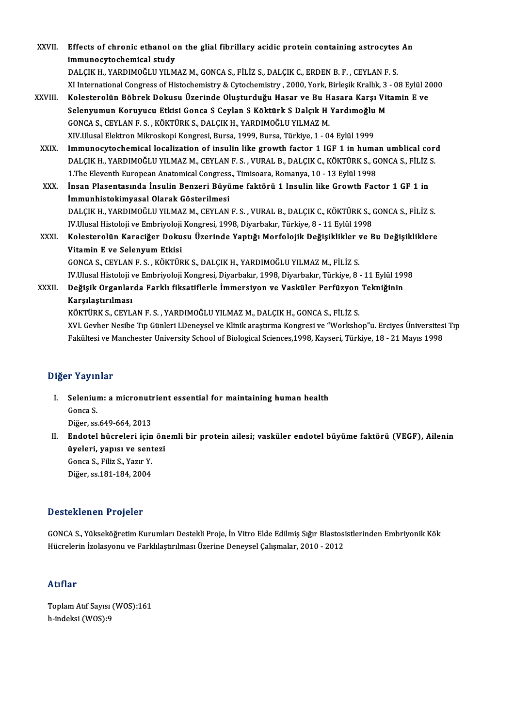XXVII. **Effects of chronic ethanol on the glial fibrillary acidic protein containing astrocytes An immunocytochemical study**
DALÇIK H., YARDIMOĞLU YILMAZ M., GONCA S., FİLİZ S., DALÇIK C., ERDEN B. F. , CEYLAN F. S.
XI International Congress of Histochemistry & Cytochemistry , 2000, York, Birleşik Krallık, 3 - 08 Eylül 2000

XXVIII. **Kolesterolün Böbrek Dokusu Üzerinde Oluşturduğu Hasar ve Bu Hasara Karşı Vitamin E ve Selenyumun Koruyucu Etkisi Gonca S Ceylan S Köktürk S Dalçık H Yardımoğlu M**
GONCA S., CEYLAN F. S. , KÖKTÜRK S., DALÇIK H., YARDIMOĞLU YILMAZ M.
XIV.Ulusal Elektron Mikroskopi Kongresi, Bursa, 1999, Bursa, Türkiye, 1 - 04 Eylül 1999

XXIX. **Immunocytochemical localization of insulin like growth factor 1 IGF 1 in human umblical cord**
DALÇIK H., YARDIMOĞLU YILMAZ M., CEYLAN F. S. , VURAL B., DALÇIK C., KÖKTÜRK S., GONCA S., FİLİZ S.
1.The Eleventh European Anatomical Congress., Timisoara, Romanya, 10 - 13 Eylül 1998

XXX. **İnsan Plasentasında İnsulin Benzeri Büyüme faktörü 1 Insulin like Growth Factor 1 GF 1 in İmmunhistokimyasal Olarak Gösterilmesi**
DALÇIK H., YARDIMOĞLU YILMAZ M., CEYLAN F. S. , VURAL B., DALÇIK C., KÖKTÜRK S., GONCA S., FİLİZ S.
IV.Ulusal Histoloji ve Embriyoloji Kongresi, 1998, Diyarbakır, Türkiye, 8 - 11 Eylül 1998

XXXI. **Kolesterolün Karaciğer Dokusu Üzerinde Yaptığı Morfolojik Değişiklikler ve Bu Değişikliklere Vitamin E ve Selenyum Etkisi**
GONCA S., CEYLAN F. S. , KÖKTÜRK S., DALÇIK H., YARDIMOĞLU YILMAZ M., FİLİZ S.
IV.Ulusal Histoloji ve Embriyoloji Kongresi, Diyarbakır, 1998, Diyarbakır, Türkiye, 8 - 11 Eylül 1998

XXXII. **Değişik Organlarda Farklı fiksatiflerle İmmersiyon ve Vasküler Perfüzyon Tekniğinin Karşılaştırılması**
KÖKTÜRK S., CEYLAN F. S. , YARDIMOĞLU YILMAZ M., DALÇIK H., GONCA S., FİLİZ S.
XVI. Gevher Nesibe Tıp Günleri I.Deneysel ve Klinik araştırma Kongresi ve "Workshop"u. Erciyes Üniversitesi Tıp Fakültesi ve Manchester University School of Biological Sciences,1998, Kayseri, Türkiye, 18 - 21 Mayıs 1998

## Diğer Yayınlar

I. **Selenium: a micronutrient essential for maintaining human health**
Gonca S.
Diğer, ss.649-664, 2013

II. **Endotel hücreleri için önemli bir protein ailesi; vasküler endotel büyüme faktörü (VEGF), Ailenin üyeleri, yapısı ve sentezi**
Gonca S., Filiz S., Yazır Y.
Diğer, ss.181-184, 2004

## Desteklenen Projeler

GONCA S., Yükseköğretim Kurumları Destekli Proje, İn Vitro Elde Edilmiş Sığır Blastosistlerinden Embriyonik Kök Hücrelerin İzolasyonu ve Farklılaştırılması Üzerine Deneysel Çalışmalar, 2010 - 2012

## Atıflar

Toplam Atıf Sayısı (WOS):161
h-indeksi (WOS):9